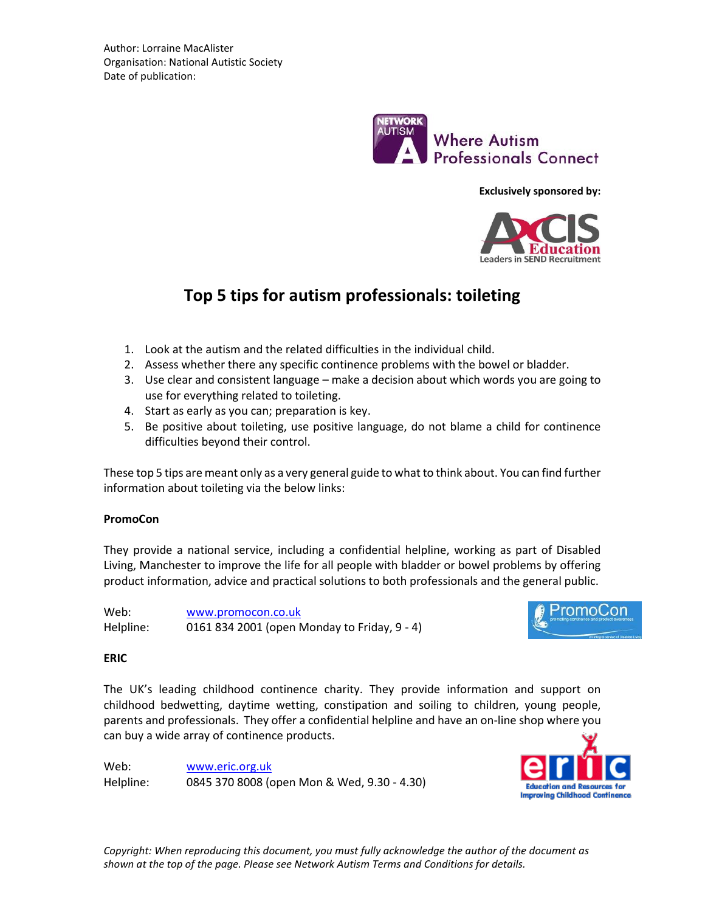Author: Lorraine MacAlister
Organisation: National Autistic Society
Date of publication:

Where Autism Professionals Connect

**Exclusively sponsored by:**

# Top 5 tips for autism professionals: toileting

1. Look at the autism and the related difficulties in the individual child.
2. Assess whether there any specific continence problems with the bowel or bladder.
3. Use clear and consistent language – make a decision about which words you are going to use for everything related to toileting.
4. Start as early as you can; preparation is key.
5. Be positive about toileting, use positive language, do not blame a child for continence difficulties beyond their control.

These top 5 tips are meant only as a very general guide to what to think about. You can find further information about toileting via the below links:

**PromoCon**

They provide a national service, including a confidential helpline, working as part of Disabled Living, Manchester to improve the life for all people with bladder or bowel problems by offering product information, advice and practical solutions to both professionals and the general public.

Web: www.promocon.co.uk
Helpline: 0161 834 2001 (open Monday to Friday, 9 - 4)

**ERIC**

The UK's leading childhood continence charity. They provide information and support on childhood bedwetting, daytime wetting, constipation and soiling to children, young people, parents and professionals. They offer a confidential helpline and have an on-line shop where you can buy a wide array of continence products.

Web: www.eric.org.uk
Helpline: 0845 370 8008 (open Mon & Wed, 9.30 - 4.30)

*Copyright: When reproducing this document, you must fully acknowledge the author of the document as shown at the top of the page. Please see Network Autism Terms and Conditions for details.*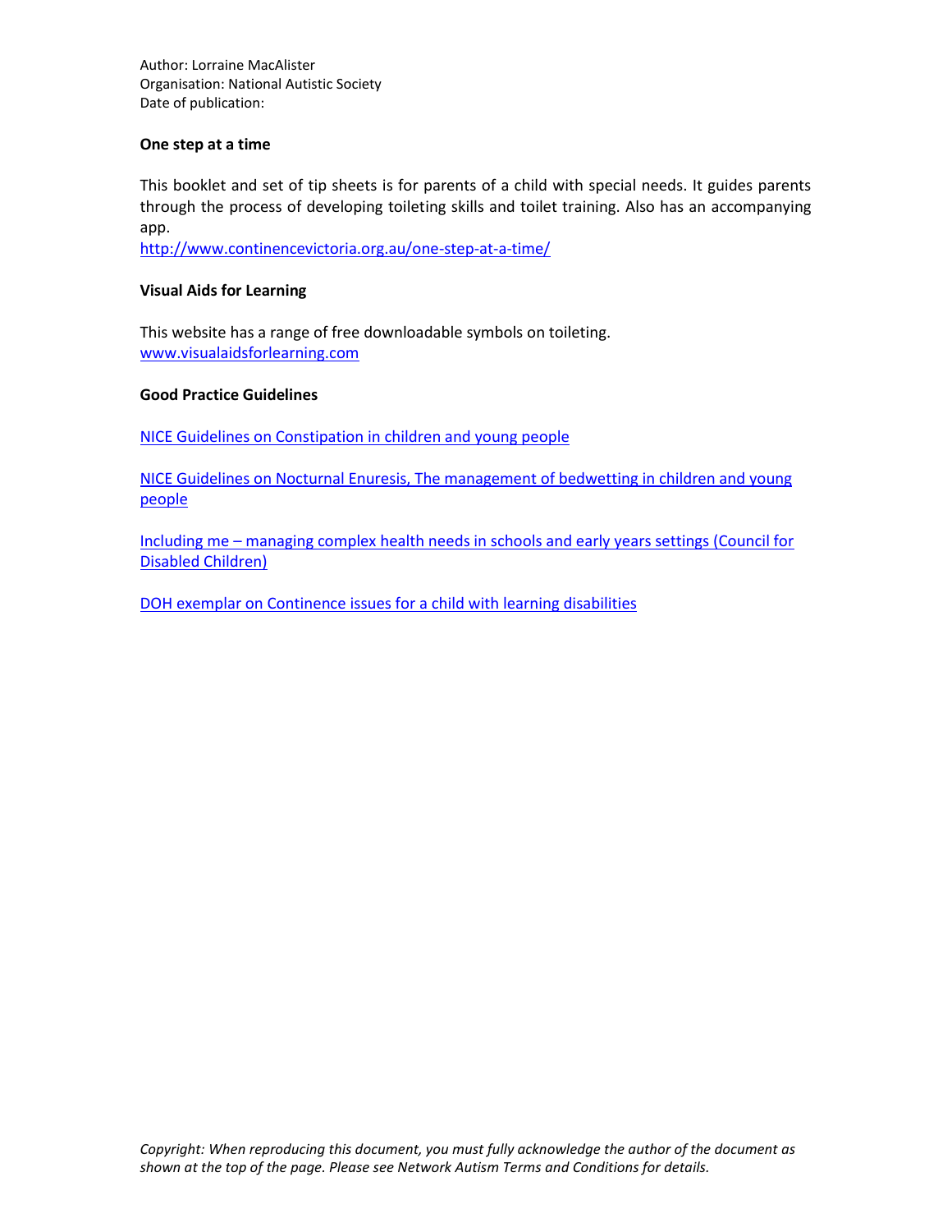Author: Lorraine MacAlister
Organisation: National Autistic Society
Date of publication:

**One step at a time**

This booklet and set of tip sheets is for parents of a child with special needs. It guides parents through the process of developing toileting skills and toilet training. Also has an accompanying app.
http://www.continencevictoria.org.au/one-step-at-a-time/

**Visual Aids for Learning**

This website has a range of free downloadable symbols on toileting.
www.visualaidsforlearning.com

**Good Practice Guidelines**

NICE Guidelines on Constipation in children and young people

NICE Guidelines on Nocturnal Enuresis, The management of bedwetting in children and young people

Including me – managing complex health needs in schools and early years settings (Council for Disabled Children)

DOH exemplar on Continence issues for a child with learning disabilities

*Copyright: When reproducing this document, you must fully acknowledge the author of the document as shown at the top of the page. Please see Network Autism Terms and Conditions for details.*